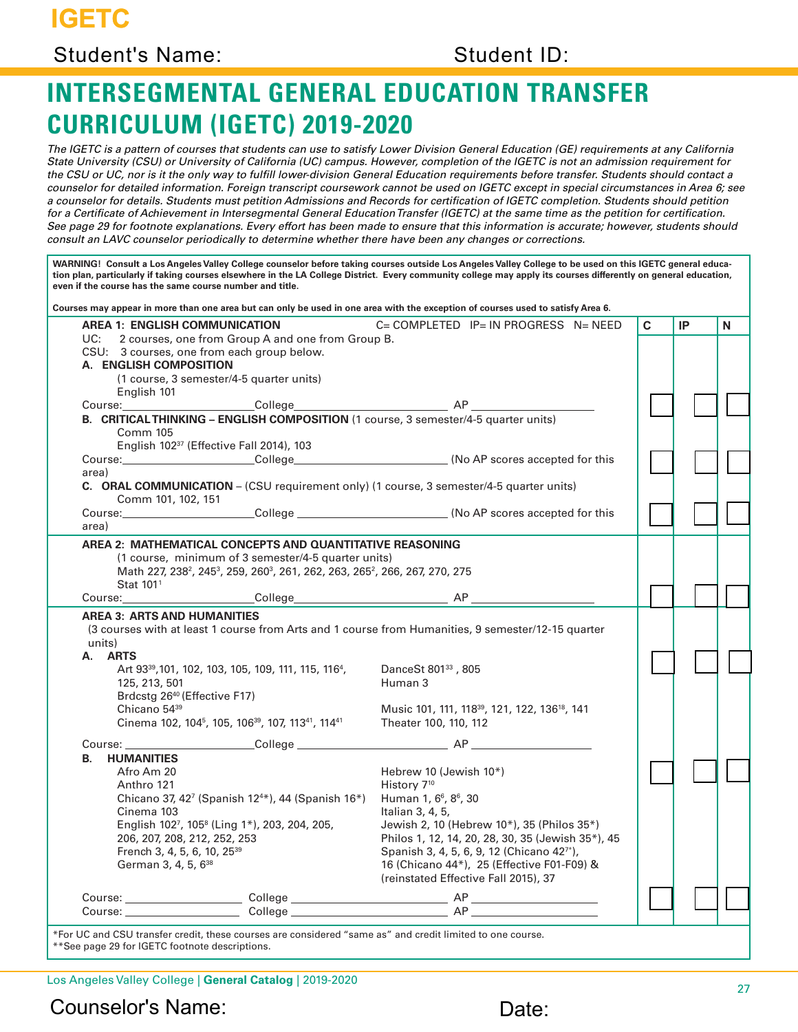# IGETC

Student's Name: Student ID:

## INTERSEGMENTAL GENERAL EDUCATION TRANSFER CURRICULUM (IGETC) 2019-2020

*The IGETC is a pattern of courses that students can use to satisfy Lower Division General Education (GE) requirements at any California State University (CSU) or University of California (UC) campus. However, completion of the IGETC is not an admission requirement for the CSU or UC, nor is it the only way to fulfill lower-division General Education requirements before transfer. Students should contact a counselor for detailed information. Foreign transcript coursework cannot be used on IGETC except in special circumstances in Area 6; see a counselor for details. Students must petition Admissions and Records for certification of IGETC completion. Students should petition for a Certificate of Achievement in Intersegmental General Education Transfer (IGETC) at the same time as the petition for certification. See page 29 for footnote explanations. Every effort has been made to ensure that this information is accurate; however, students should consult an LAVC counselor periodically to determine whether there have been any changes or corrections.*

**WARNING! Consult a Los Angeles Valley College counselor before taking courses outside Los Angeles Valley College to be used on this IGETC general education plan, particularly if taking courses elsewhere in the LA College District. Every community college may apply its courses differently on general education, even if the course has the same course number and title.**

**Courses may appear in more than one area but can only be used in one area with the exception of courses used to satisfy Area 6.**

| | C | IP | N |
|---|---|---|---|
| **AREA 1: ENGLISH COMMUNICATION** C= COMPLETED IP= IN PROGRESS N= NEED<br>UC: 2 courses, one from Group A and one from Group B.<br>CSU: 3 courses, one from each group below.<br>**A. ENGLISH COMPOSITION**<br>(1 course, 3 semester/4-5 quarter units)<br>English 101<br>Course:\_\_\_\_\_\_ College\_\_\_\_\_\_ AP \_\_\_\_\_\_ | ☐ | ☐ | ☐ |
| **B. CRITICAL THINKING – ENGLISH COMPOSITION** (1 course, 3 semester/4-5 quarter units)<br>Comm 105<br>English 102[37] (Effective Fall 2014), 103<br>Course:\_\_\_\_\_\_ College\_\_\_\_\_\_ (No AP scores accepted for this area) | ☐ | ☐ | ☐ |
| **C. ORAL COMMUNICATION** – (CSU requirement only) (1 course, 3 semester/4-5 quarter units)<br>Comm 101, 102, 151<br>Course:\_\_\_\_\_\_ College \_\_\_\_\_\_ (No AP scores accepted for this area) | ☐ | ☐ | ☐ |
| **AREA 2: MATHEMATICAL CONCEPTS AND QUANTITATIVE REASONING**<br>(1 course, minimum of 3 semester/4-5 quarter units)<br>Math 227, 238[2], 245[3], 259, 260[3], 261, 262, 263, 265[2], 266, 267, 270, 275<br>Stat 101[1]<br>Course:\_\_\_\_\_\_ College\_\_\_\_\_\_ AP \_\_\_\_\_\_ | ☐ | ☐ | ☐ |
| **AREA 3: ARTS AND HUMANITIES**<br>(3 courses with at least 1 course from Arts and 1 course from Humanities, 9 semester/12-15 quarter units)<br>**A. ARTS**<br>Art 93[39], 101, 102, 103, 105, 109, 111, 115, 116[4], 125, 213, 501<br>Brdcstg 26[40] (Effective F17)<br>Chicano 54[39]<br>Cinema 102, 104[5], 105, 106[39], 107, 113[41], 114[41]<br>DanceSt 801[33], 805<br>Human 3<br>Music 101, 111, 118[39], 121, 122, 136[18], 141<br>Theater 100, 110, 112<br>Course: \_\_\_\_\_\_ College \_\_\_\_\_\_ AP \_\_\_\_\_\_ | ☐ | ☐ | ☐ |
| **B. HUMANITIES**<br>Afro Am 20<br>Anthro 121<br>Chicano 37, 42[7] (Spanish 12[4]*), 44 (Spanish 16*)<br>Cinema 103<br>English 102[7], 105[8] (Ling 1*), 203, 204, 205, 206, 207, 208, 212, 252, 253<br>French 3, 4, 5, 6, 10, 25[39]<br>German 3, 4, 5, 6[38]<br>Hebrew 10 (Jewish 10*)<br>History 7[10]<br>Human 1, 6[6], 8[6], 30<br>Italian 3, 4, 5,<br>Jewish 2, 10 (Hebrew 10*), 35 (Philos 35*)<br>Philos 1, 12, 14, 20, 28, 30, 35 (Jewish 35*), 45<br>Spanish 3, 4, 5, 6, 9, 12 (Chicano 42[7]*), 16 (Chicano 44*), 25 (Effective F01-F09) & (reinstated Effective Fall 2015), 37<br>Course: \_\_\_\_\_\_ College \_\_\_\_\_\_ AP \_\_\_\_\_\_<br>Course: \_\_\_\_\_\_ College \_\_\_\_\_\_ AP \_\_\_\_\_\_ | ☐ | ☐ | ☐ |

*For UC and CSU transfer credit, these courses are considered "same as" and credit limited to one course.
**See page 29 for IGETC footnote descriptions.

Counselor's Name: Date: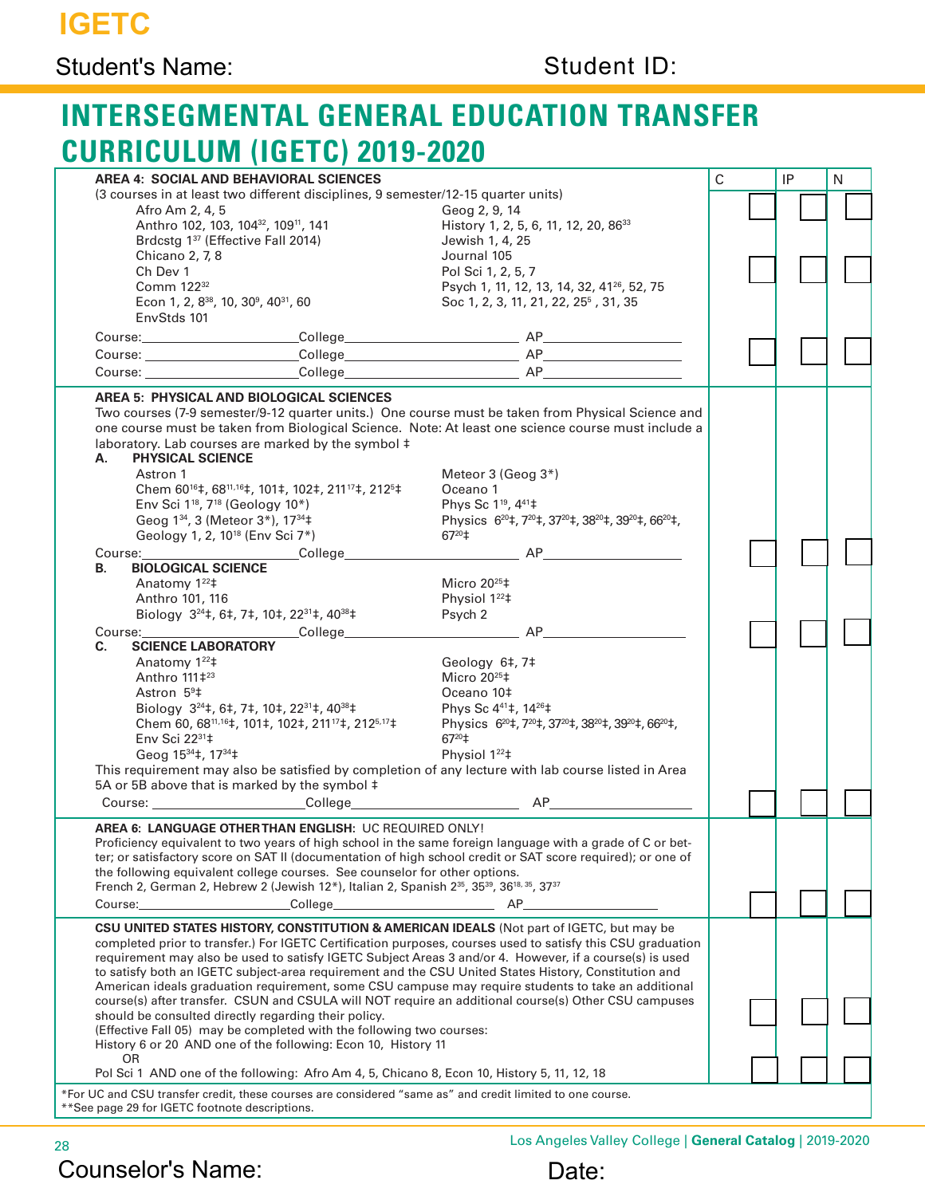# IGETC

Student's Name: Student ID:

## INTERSEGMENTAL GENERAL EDUCATION TRANSFER CURRICULUM (IGETC) 2019-2020

| | C | IP | N |
|---|---|---|---|

### AREA 4: SOCIAL AND BEHAVIORAL SCIENCES

(3 courses in at least two different disciplines, 9 semester/12-15 quarter units)

- Afro Am 2, 4, 5
- Anthro 102, 103, 104[32], 109[11], 141
- Brdcstg 1[37] (Effective Fall 2014)
- Chicano 2, 7, 8
- Ch Dev 1
- Comm 122[32]
- Econ 1, 2, 8[38], 10, 30[9], 40[31], 60
- EnvStds 101
- Geog 2, 9, 14
- History 1, 2, 5, 6, 11, 12, 20, 86[33]
- Jewish 1, 4, 25
- Journal 105
- Pol Sci 1, 2, 5, 7
- Psych 1, 11, 12, 13, 14, 32, 41[26], 52, 75
- Soc 1, 2, 3, 11, 21, 22, 25[5], 31, 35

Course:______ College______ AP______

Course:______ College______ AP______

Course:______ College______ AP______

### AREA 5: PHYSICAL AND BIOLOGICAL SCIENCES

Two courses (7-9 semester/9-12 quarter units.) One course must be taken from Physical Science and one course must be taken from Biological Science. Note: At least one science course must include a laboratory. Lab courses are marked by the symbol ‡

**A. PHYSICAL SCIENCE**

- Astron 1
- Chem 60[16]‡, 68[11,16]‡, 101‡, 102‡, 211[17]‡, 212[5]‡
- Env Sci 1[18], 7[18] (Geology 10*)
- Geog 1[34], 3 (Meteor 3*), 17[34]‡
- Geology 1, 2, 10[18] (Env Sci 7*)
- Meteor 3 (Geog 3*)
- Oceano 1
- Phys Sc 1[19], 4[41]‡
- Physics 6[20]‡, 7[20]‡, 37[20]‡, 38[20]‡, 39[20]‡, 66[20]‡, 67[20]‡

Course:______ College______ AP______

**B. BIOLOGICAL SCIENCE**

- Anatomy 1[22]‡
- Anthro 101, 116
- Biology 3[24]‡, 6‡, 7‡, 10‡, 22[31]‡, 40[38]‡
- Micro 20[25]‡
- Physiol 1[22]‡
- Psych 2

Course:______ College______ AP______

**C. SCIENCE LABORATORY**

- Anatomy 1[22]‡
- Anthro 111‡[23]
- Astron 5[9]‡
- Biology 3[24]‡, 6‡, 7‡, 10‡, 22[31]‡, 40[38]‡
- Chem 60, 68[11,16]‡, 101‡, 102‡, 211[17]‡, 212[5,17]‡
- Env Sci 22[31]‡
- Geog 15[34]‡, 17[34]‡
- Geology 6‡, 7‡
- Micro 20[25]‡
- Oceano 10‡
- Phys Sc 4[41]‡, 14[26]‡
- Physics 6[20]‡, 7[20]‡, 37[20]‡, 38[20]‡, 39[20]‡, 66[20]‡, 67[20]‡
- Physiol 1[22]‡

This requirement may also be satisfied by completion of any lecture with lab course listed in Area 5A or 5B above that is marked by the symbol ‡

Course:______ College______ AP______

### AREA 6: LANGUAGE OTHER THAN ENGLISH: UC REQUIRED ONLY!

Proficiency equivalent to two years of high school in the same foreign language with a grade of C or better; or satisfactory score on SAT II (documentation of high school credit or SAT score required); or one of the following equivalent college courses. See counselor for other options.

French 2, German 2, Hebrew 2 (Jewish 12*), Italian 2, Spanish 2[35], 35[39], 36[18, 35], 37[37]

Course:______ College______ AP______

### CSU UNITED STATES HISTORY, CONSTITUTION & AMERICAN IDEALS

**CSU UNITED STATES HISTORY, CONSTITUTION & AMERICAN IDEALS** (Not part of IGETC, but may be completed prior to transfer.) For IGETC Certification purposes, courses used to satisfy this CSU graduation requirement may also be used to satisfy IGETC Subject Areas 3 and/or 4. However, if a course(s) is used to satisfy both an IGETC subject-area requirement and the CSU United States History, Constitution and American ideals graduation requirement, some CSU campus may require students to take an additional course(s) after transfer. CSUN and CSULA will NOT require an additional course(s) Other CSU campuses should be consulted directly regarding their policy.

(Effective Fall 05) may be completed with the following two courses:

History 6 or 20 AND one of the following: Econ 10, History 11

OR

Pol Sci 1 AND one of the following: Afro Am 4, 5, Chicano 8, Econ 10, History 5, 11, 12, 18

*For UC and CSU transfer credit, these courses are considered "same as" and credit limited to one course.

**See page 29 for IGETC footnote descriptions.

Counselor's Name: Date: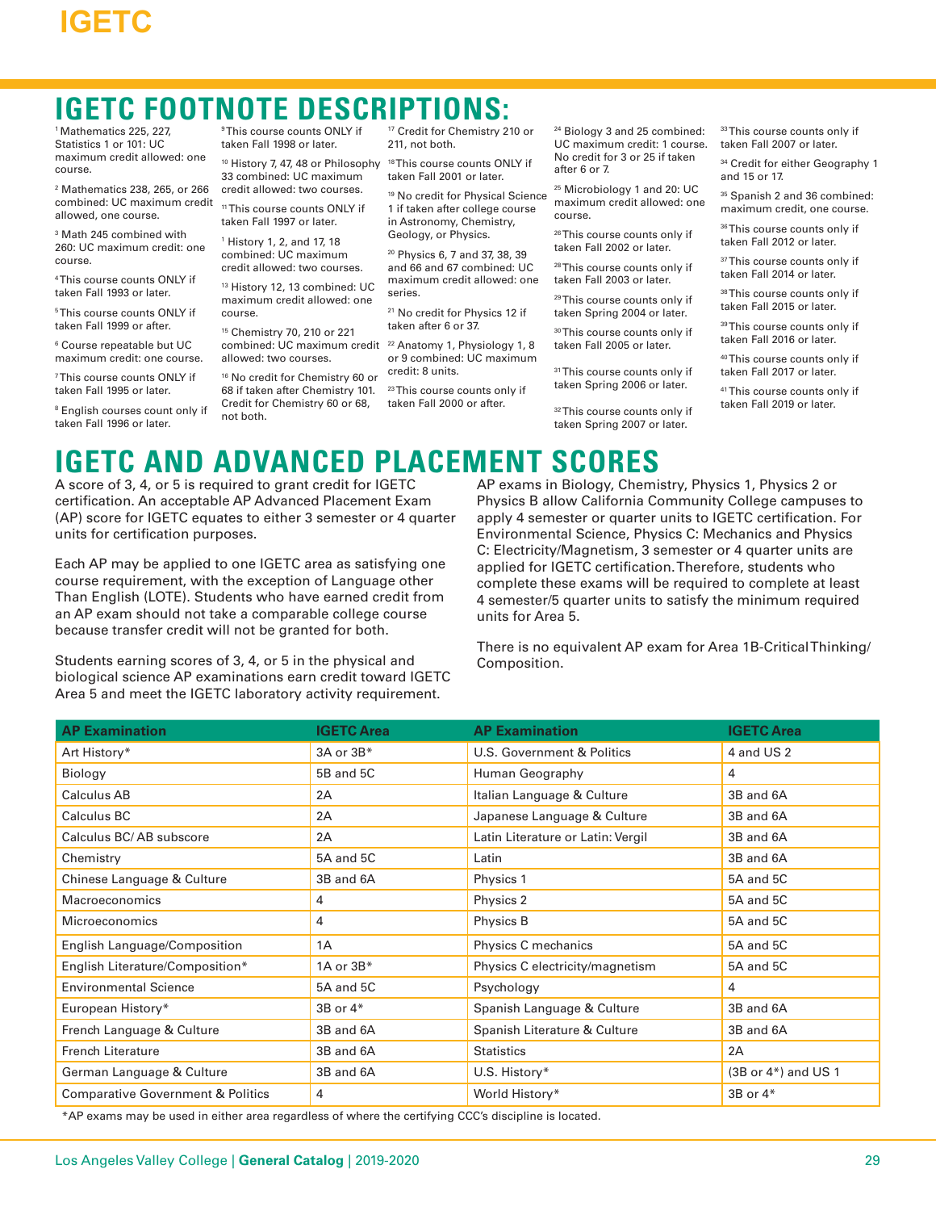# IGETC FOOTNOTE DESCRIPTIONS:

[1] Mathematics 225, 227, Statistics 1 or 101: UC maximum credit allowed: one course.

[2] Mathematics 238, 265, or 266 combined: UC maximum credit allowed, one course.

[3] Math 245 combined with 260: UC maximum credit: one course.

[4] This course counts ONLY if taken Fall 1993 or later.

[5] This course counts ONLY if taken Fall 1999 or after.

[6] Course repeatable but UC maximum credit: one course.

[7] This course counts ONLY if taken Fall 1995 or later.

[8] English courses count only if taken Fall 1996 or later.

[9] This course counts ONLY if taken Fall 1998 or later.

[10] History 7, 47, 48 or Philosophy 33 combined: UC maximum credit allowed: two courses.

[11] This course counts ONLY if taken Fall 1997 or later.

[1] History 1, 2, and 17, 18 combined: UC maximum credit allowed: two courses.

[13] History 12, 13 combined: UC maximum credit allowed: one course.

[15] Chemistry 70, 210 or 221 combined: UC maximum credit allowed: two courses.

[16] No credit for Chemistry 60 or 68 if taken after Chemistry 101. Credit for Chemistry 60 or 68, not both.

[17] Credit for Chemistry 210 or 211, not both.

[18] This course counts ONLY if taken Fall 2001 or later.

[19] No credit for Physical Science 1 if taken after college course in Astronomy, Chemistry, Geology, or Physics.

[20] Physics 6, 7 and 37, 38, 39 and 66 and 67 combined: UC maximum credit allowed: one series.

[21] No credit for Physics 12 if taken after 6 or 37.

[22] Anatomy 1, Physiology 1, 8 or 9 combined: UC maximum credit: 8 units.

[23] This course counts only if taken Fall 2000 or after.

[24] Biology 3 and 25 combined: UC maximum credit: 1 course. No credit for 3 or 25 if taken after 6 or 7.

[25] Microbiology 1 and 20: UC maximum credit allowed: one course.

[26] This course counts only if taken Fall 2002 or later.

[28] This course counts only if taken Fall 2003 or later.

[29] This course counts only if taken Spring 2004 or later.

[30] This course counts only if taken Fall 2005 or later.

[31] This course counts only if taken Spring 2006 or later.

[32] This course counts only if taken Spring 2007 or later.

[33] This course counts only if taken Fall 2007 or later.

[34] Credit for either Geography 1 and 15 or 17.

[35] Spanish 2 and 36 combined: maximum credit, one course.

[36] This course counts only if taken Fall 2012 or later.

[37] This course counts only if taken Fall 2014 or later.

[38] This course counts only if taken Fall 2015 or later.

[39] This course counts only if taken Fall 2016 or later.

[40] This course counts only if taken Fall 2017 or later.

[41] This course counts only if taken Fall 2019 or later.

# IGETC AND ADVANCED PLACEMENT SCORES

A score of 3, 4, or 5 is required to grant credit for IGETC certification. An acceptable AP Advanced Placement Exam (AP) score for IGETC equates to either 3 semester or 4 quarter units for certification purposes.

Each AP may be applied to one IGETC area as satisfying one course requirement, with the exception of Language other Than English (LOTE). Students who have earned credit from an AP exam should not take a comparable college course because transfer credit will not be granted for both.

Students earning scores of 3, 4, or 5 in the physical and biological science AP examinations earn credit toward IGETC Area 5 and meet the IGETC laboratory activity requirement.

AP exams in Biology, Chemistry, Physics 1, Physics 2 or Physics B allow California Community College campuses to apply 4 semester or quarter units to IGETC certification. For Environmental Science, Physics C: Mechanics and Physics C: Electricity/Magnetism, 3 semester or 4 quarter units are applied for IGETC certification. Therefore, students who complete these exams will be required to complete at least 4 semester/5 quarter units to satisfy the minimum required units for Area 5.

There is no equivalent AP exam for Area 1B-Critical Thinking/Composition.

| AP Examination | IGETC Area | AP Examination | IGETC Area |
|---|---|---|---|
| Art History* | 3A or 3B* | U.S. Government & Politics | 4 and US 2 |
| Biology | 5B and 5C | Human Geography | 4 |
| Calculus AB | 2A | Italian Language & Culture | 3B and 6A |
| Calculus BC | 2A | Japanese Language & Culture | 3B and 6A |
| Calculus BC/ AB subscore | 2A | Latin Literature or Latin: Vergil | 3B and 6A |
| Chemistry | 5A and 5C | Latin | 3B and 6A |
| Chinese Language & Culture | 3B and 6A | Physics 1 | 5A and 5C |
| Macroeconomics | 4 | Physics 2 | 5A and 5C |
| Microeconomics | 4 | Physics B | 5A and 5C |
| English Language/Composition | 1A | Physics C mechanics | 5A and 5C |
| English Literature/Composition* | 1A or 3B* | Physics C electricity/magnetism | 5A and 5C |
| Environmental Science | 5A and 5C | Psychology | 4 |
| European History* | 3B or 4* | Spanish Language & Culture | 3B and 6A |
| French Language & Culture | 3B and 6A | Spanish Literature & Culture | 3B and 6A |
| French Literature | 3B and 6A | Statistics | 2A |
| German Language & Culture | 3B and 6A | U.S. History* | (3B or 4*) and US 1 |
| Comparative Government & Politics | 4 | World History* | 3B or 4* |

*AP exams may be used in either area regardless of where the certifying CCC's discipline is located.